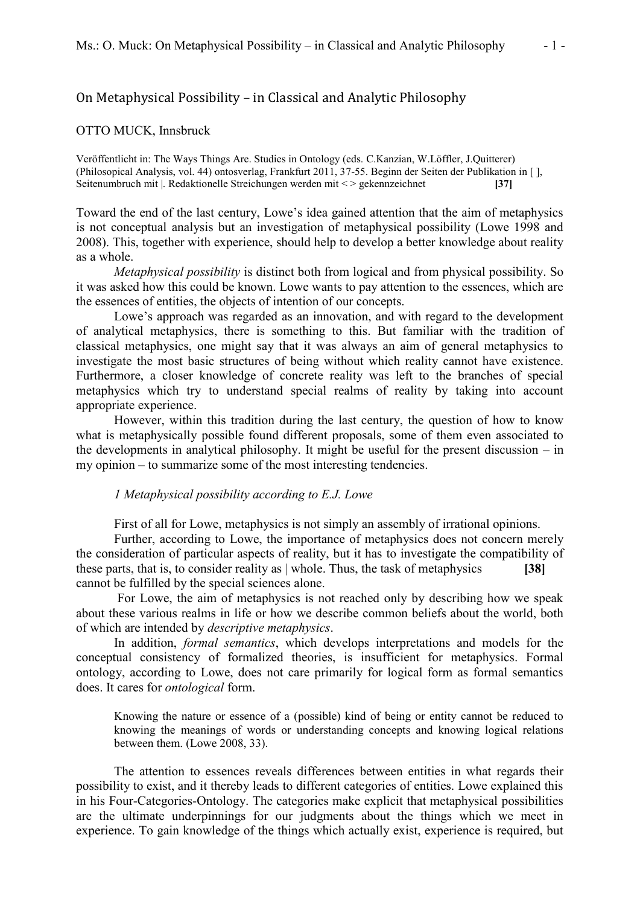# On Metaphysical Possibility – in Classical and Analytic Philosophy

OTTO MUCK, Innsbruck

Veröffentlicht in: The Ways Things Are. Studies in Ontology (eds. C.Kanzian, W.Löffler, J.Quitterer) (Philosopical Analysis, vol. 44) ontosverlag, Frankfurt 2011, 37-55. Beginn der Seiten der Publikation in [ ], Seitenumbruch mit |. Redaktionelle Streichungen werden mit < > gekennzeichnet **[37]**

Toward the end of the last century, Lowe's idea gained attention that the aim of metaphysics is not conceptual analysis but an investigation of metaphysical possibility (Lowe 1998 and 2008). This, together with experience, should help to develop a better knowledge about reality as a whole.

*Metaphysical possibility* is distinct both from logical and from physical possibility. So it was asked how this could be known. Lowe wants to pay attention to the essences, which are the essences of entities, the objects of intention of our concepts.

Lowe's approach was regarded as an innovation, and with regard to the development of analytical metaphysics, there is something to this. But familiar with the tradition of classical metaphysics, one might say that it was always an aim of general metaphysics to investigate the most basic structures of being without which reality cannot have existence. Furthermore, a closer knowledge of concrete reality was left to the branches of special metaphysics which try to understand special realms of reality by taking into account appropriate experience.

However, within this tradition during the last century, the question of how to know what is metaphysically possible found different proposals, some of them even associated to the developments in analytical philosophy. It might be useful for the present discussion – in my opinion – to summarize some of the most interesting tendencies.

### *1 Metaphysical possibility according to E.J. Lowe*

First of all for Lowe, metaphysics is not simply an assembly of irrational opinions.

Further, according to Lowe, the importance of metaphysics does not concern merely the consideration of particular aspects of reality, but it has to investigate the compatibility of these parts, that is, to consider reality as | whole. Thus, the task of metaphysics **[38]** cannot be fulfilled by the special sciences alone.

For Lowe, the aim of metaphysics is not reached only by describing how we speak about these various realms in life or how we describe common beliefs about the world, both of which are intended by *descriptive metaphysics*.

In addition, *formal semantics*, which develops interpretations and models for the conceptual consistency of formalized theories, is insufficient for metaphysics. Formal ontology, according to Lowe, does not care primarily for logical form as formal semantics does. It cares for *ontological* form.

> Knowing the nature or essence of a (possible) kind of being or entity cannot be reduced to knowing the meanings of words or understanding concepts and knowing logical relations between them. (Lowe 2008, 33).

The attention to essences reveals differences between entities in what regards their possibility to exist, and it thereby leads to different categories of entities. Lowe explained this in his Four-Categories-Ontology. The categories make explicit that metaphysical possibilities are the ultimate underpinnings for our judgments about the things which we meet in experience. To gain knowledge of the things which actually exist, experience is required, but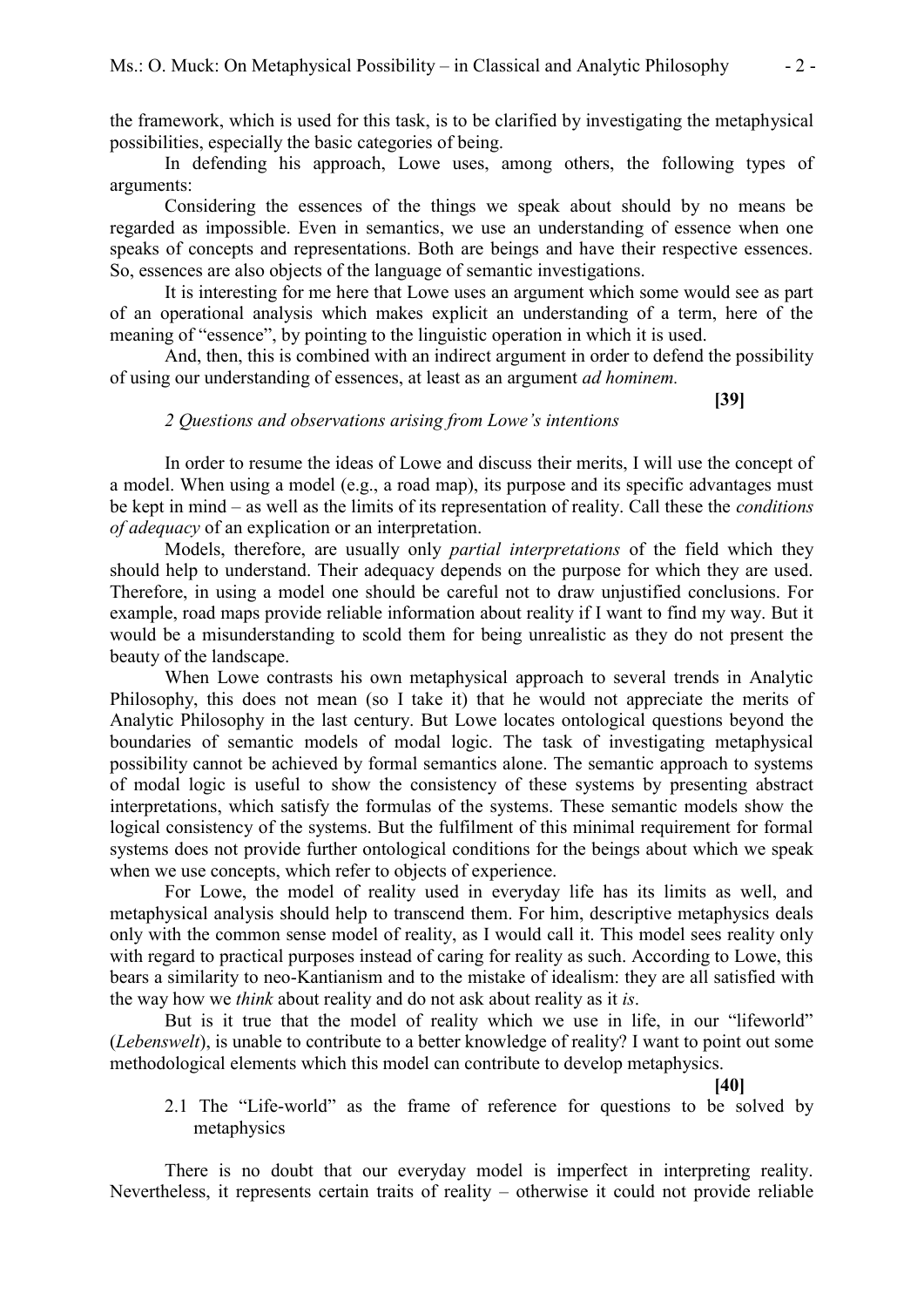the framework, which is used for this task, is to be clarified by investigating the metaphysical possibilities, especially the basic categories of being.

In defending his approach, Lowe uses, among others, the following types of arguments:

Considering the essences of the things we speak about should by no means be regarded as impossible. Even in semantics, we use an understanding of essence when one speaks of concepts and representations. Both are beings and have their respective essences. So, essences are also objects of the language of semantic investigations.

It is interesting for me here that Lowe uses an argument which some would see as part of an operational analysis which makes explicit an understanding of a term, here of the meaning of "essence", by pointing to the linguistic operation in which it is used.

And, then, this is combined with an indirect argument in order to defend the possibility of using our understanding of essences, at least as an argument *ad hominem.*

**[39]**

## *2 Questions and observations arising from Lowe's intentions*

In order to resume the ideas of Lowe and discuss their merits, I will use the concept of a model. When using a model (e.g., a road map), its purpose and its specific advantages must be kept in mind – as well as the limits of its representation of reality. Call these the *conditions of adequacy* of an explication or an interpretation.

Models, therefore, are usually only *partial interpretations* of the field which they should help to understand. Their adequacy depends on the purpose for which they are used. Therefore, in using a model one should be careful not to draw unjustified conclusions. For example, road maps provide reliable information about reality if I want to find my way. But it would be a misunderstanding to scold them for being unrealistic as they do not present the beauty of the landscape.

When Lowe contrasts his own metaphysical approach to several trends in Analytic Philosophy, this does not mean (so I take it) that he would not appreciate the merits of Analytic Philosophy in the last century. But Lowe locates ontological questions beyond the boundaries of semantic models of modal logic. The task of investigating metaphysical possibility cannot be achieved by formal semantics alone. The semantic approach to systems of modal logic is useful to show the consistency of these systems by presenting abstract interpretations, which satisfy the formulas of the systems. These semantic models show the logical consistency of the systems. But the fulfilment of this minimal requirement for formal systems does not provide further ontological conditions for the beings about which we speak when we use concepts, which refer to objects of experience.

For Lowe, the model of reality used in everyday life has its limits as well, and metaphysical analysis should help to transcend them. For him, descriptive metaphysics deals only with the common sense model of reality, as I would call it. This model sees reality only with regard to practical purposes instead of caring for reality as such. According to Lowe, this bears a similarity to neo-Kantianism and to the mistake of idealism: they are all satisfied with the way how we *think* about reality and do not ask about reality as it *is*.

But is it true that the model of reality which we use in life, in our "lifeworld" (*Lebenswelt*), is unable to contribute to a better knowledge of reality? I want to point out some methodological elements which this model can contribute to develop metaphysics.

**[40]**

### 2.1 The "Life-world" as the frame of reference for questions to be solved by metaphysics

There is no doubt that our everyday model is imperfect in interpreting reality. Nevertheless, it represents certain traits of reality – otherwise it could not provide reliable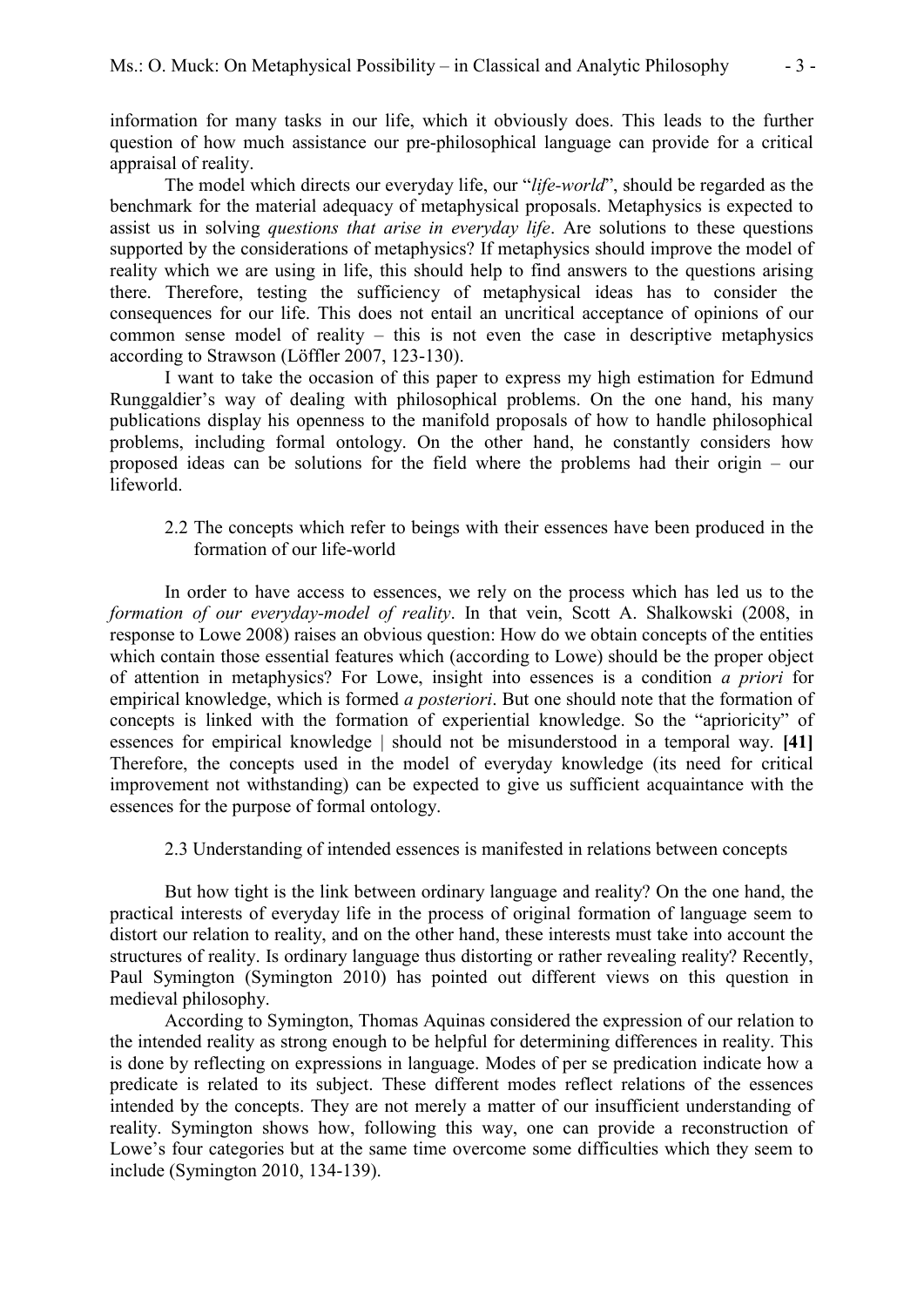information for many tasks in our life, which it obviously does. This leads to the further question of how much assistance our pre-philosophical language can provide for a critical appraisal of reality.

The model which directs our everyday life, our "*life-world*", should be regarded as the benchmark for the material adequacy of metaphysical proposals. Metaphysics is expected to assist us in solving *questions that arise in everyday life*. Are solutions to these questions supported by the considerations of metaphysics? If metaphysics should improve the model of reality which we are using in life, this should help to find answers to the questions arising there. Therefore, testing the sufficiency of metaphysical ideas has to consider the consequences for our life. This does not entail an uncritical acceptance of opinions of our common sense model of reality – this is not even the case in descriptive metaphysics according to Strawson (Löffler 2007, 123-130).

I want to take the occasion of this paper to express my high estimation for Edmund Runggaldier's way of dealing with philosophical problems. On the one hand, his many publications display his openness to the manifold proposals of how to handle philosophical problems, including formal ontology. On the other hand, he constantly considers how proposed ideas can be solutions for the field where the problems had their origin – our lifeworld.

### 2.2 The concepts which refer to beings with their essences have been produced in the formation of our life-world

In order to have access to essences, we rely on the process which has led us to the *formation of our everyday-model of reality*. In that vein, Scott A. Shalkowski (2008, in response to Lowe 2008) raises an obvious question: How do we obtain concepts of the entities which contain those essential features which (according to Lowe) should be the proper object of attention in metaphysics? For Lowe, insight into essences is a condition *a priori* for empirical knowledge, which is formed *a posteriori*. But one should note that the formation of concepts is linked with the formation of experiential knowledge. So the "aprioricity" of essences for empirical knowledge | should not be misunderstood in a temporal way. **[41]** Therefore, the concepts used in the model of everyday knowledge (its need for critical improvement not withstanding) can be expected to give us sufficient acquaintance with the essences for the purpose of formal ontology.

### 2.3 Understanding of intended essences is manifested in relations between concepts

But how tight is the link between ordinary language and reality? On the one hand, the practical interests of everyday life in the process of original formation of language seem to distort our relation to reality, and on the other hand, these interests must take into account the structures of reality. Is ordinary language thus distorting or rather revealing reality? Recently, Paul Symington (Symington 2010) has pointed out different views on this question in medieval philosophy.

According to Symington, Thomas Aquinas considered the expression of our relation to the intended reality as strong enough to be helpful for determining differences in reality. This is done by reflecting on expressions in language. Modes of per se predication indicate how a predicate is related to its subject. These different modes reflect relations of the essences intended by the concepts. They are not merely a matter of our insufficient understanding of reality. Symington shows how, following this way, one can provide a reconstruction of Lowe's four categories but at the same time overcome some difficulties which they seem to include (Symington 2010, 134-139).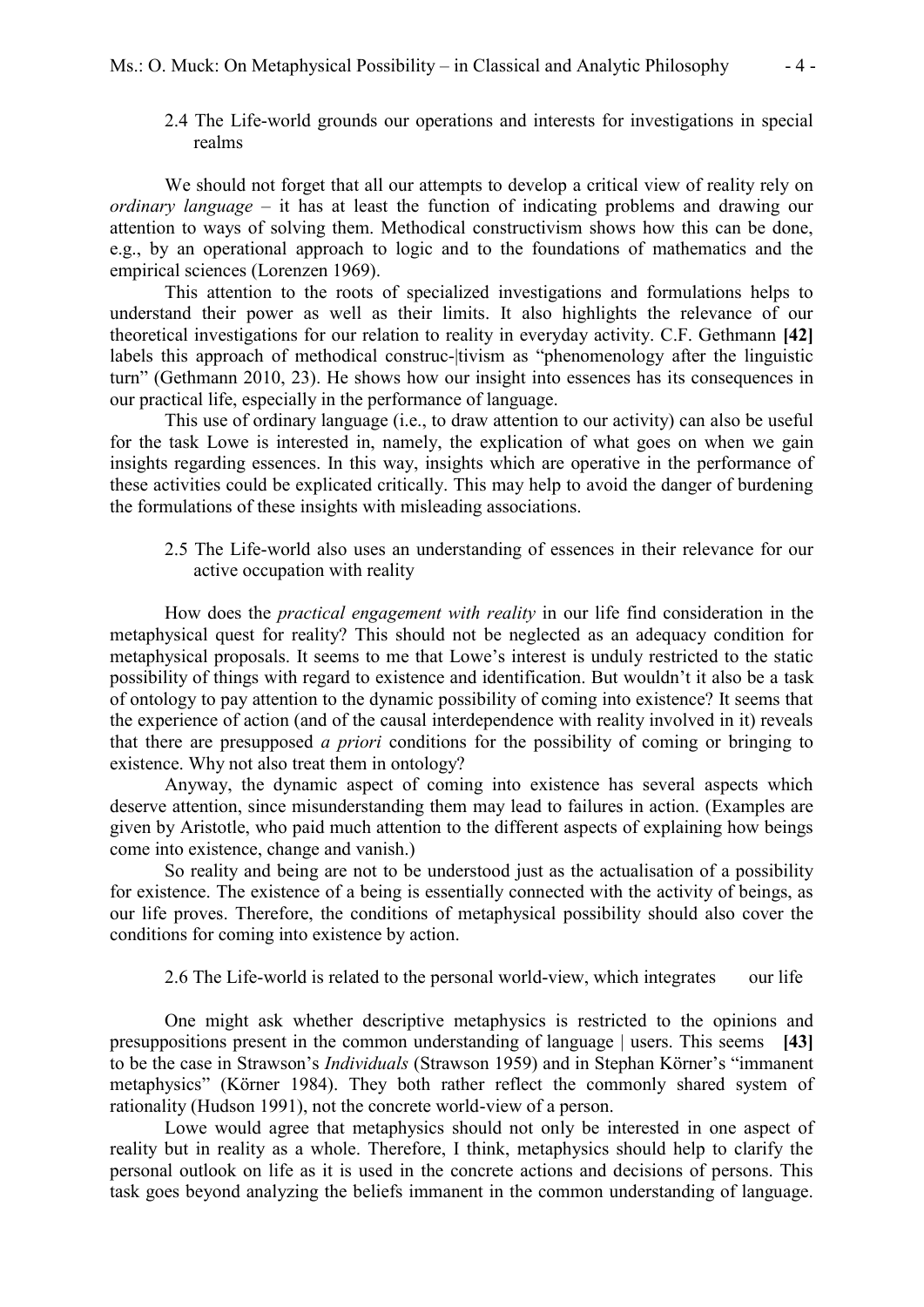### 2.4 The Life-world grounds our operations and interests for investigations in special realms

We should not forget that all our attempts to develop a critical view of reality rely on *ordinary language* – it has at least the function of indicating problems and drawing our attention to ways of solving them. Methodical constructivism shows how this can be done, e.g., by an operational approach to logic and to the foundations of mathematics and the empirical sciences (Lorenzen 1969).

This attention to the roots of specialized investigations and formulations helps to understand their power as well as their limits. It also highlights the relevance of our theoretical investigations for our relation to reality in everyday activity. C.F. Gethmann **[42]** labels this approach of methodical construc-|tivism as "phenomenology after the linguistic turn" (Gethmann 2010, 23). He shows how our insight into essences has its consequences in our practical life, especially in the performance of language.

This use of ordinary language (i.e., to draw attention to our activity) can also be useful for the task Lowe is interested in, namely, the explication of what goes on when we gain insights regarding essences. In this way, insights which are operative in the performance of these activities could be explicated critically. This may help to avoid the danger of burdening the formulations of these insights with misleading associations.

### 2.5 The Life-world also uses an understanding of essences in their relevance for our active occupation with reality

How does the *practical engagement with reality* in our life find consideration in the metaphysical quest for reality? This should not be neglected as an adequacy condition for metaphysical proposals. It seems to me that Lowe's interest is unduly restricted to the static possibility of things with regard to existence and identification. But wouldn't it also be a task of ontology to pay attention to the dynamic possibility of coming into existence? It seems that the experience of action (and of the causal interdependence with reality involved in it) reveals that there are presupposed *a priori* conditions for the possibility of coming or bringing to existence. Why not also treat them in ontology?

Anyway, the dynamic aspect of coming into existence has several aspects which deserve attention, since misunderstanding them may lead to failures in action. (Examples are given by Aristotle, who paid much attention to the different aspects of explaining how beings come into existence, change and vanish.)

So reality and being are not to be understood just as the actualisation of a possibility for existence. The existence of a being is essentially connected with the activity of beings, as our life proves. Therefore, the conditions of metaphysical possibility should also cover the conditions for coming into existence by action.

### 2.6 The Life-world is related to the personal world-view, which integrates our life

One might ask whether descriptive metaphysics is restricted to the opinions and presuppositions present in the common understanding of language | users. This seems **[43]** to be the case in Strawson's *Individuals* (Strawson 1959) and in Stephan Körner's "immanent metaphysics" (Körner 1984). They both rather reflect the commonly shared system of rationality (Hudson 1991), not the concrete world-view of a person.

Lowe would agree that metaphysics should not only be interested in one aspect of reality but in reality as a whole. Therefore, I think, metaphysics should help to clarify the personal outlook on life as it is used in the concrete actions and decisions of persons. This task goes beyond analyzing the beliefs immanent in the common understanding of language.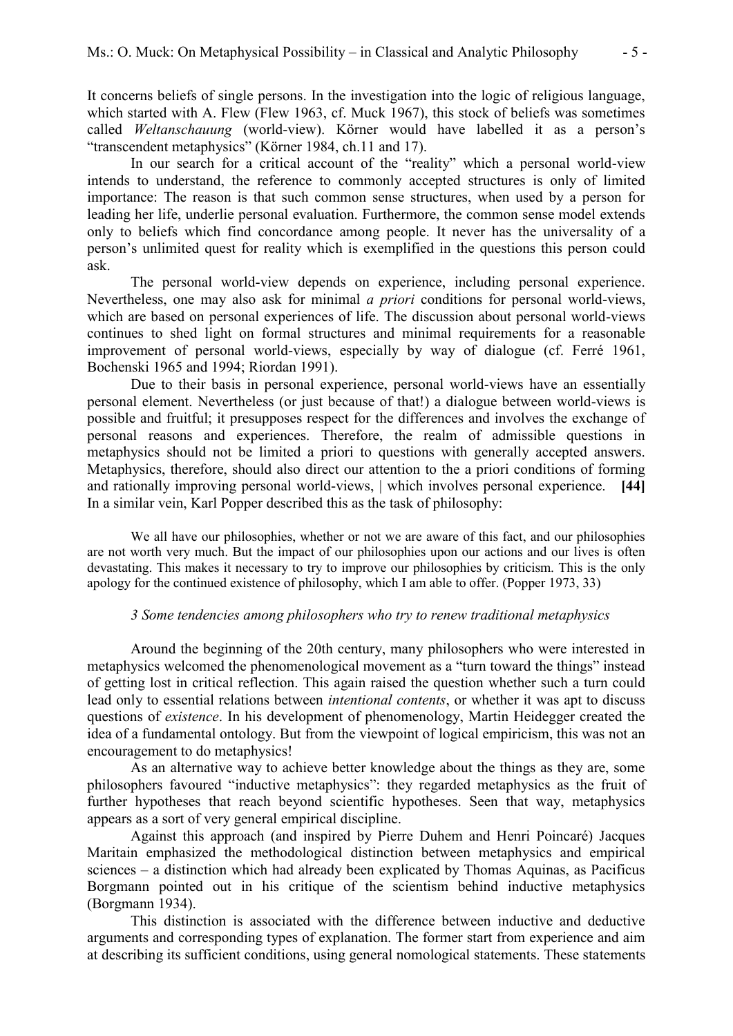It concerns beliefs of single persons. In the investigation into the logic of religious language, which started with A. Flew (Flew 1963, cf. Muck 1967), this stock of beliefs was sometimes called *Weltanschauung* (world-view). Körner would have labelled it as a person's "transcendent metaphysics" (Körner 1984, ch.11 and 17).

In our search for a critical account of the "reality" which a personal world-view intends to understand, the reference to commonly accepted structures is only of limited importance: The reason is that such common sense structures, when used by a person for leading her life, underlie personal evaluation. Furthermore, the common sense model extends only to beliefs which find concordance among people. It never has the universality of a person's unlimited quest for reality which is exemplified in the questions this person could ask.

The personal world-view depends on experience, including personal experience. Nevertheless, one may also ask for minimal *a priori* conditions for personal world-views, which are based on personal experiences of life. The discussion about personal world-views continues to shed light on formal structures and minimal requirements for a reasonable improvement of personal world-views, especially by way of dialogue (cf. Ferré 1961, Bochenski 1965 and 1994; Riordan 1991).

Due to their basis in personal experience, personal world-views have an essentially personal element. Nevertheless (or just because of that!) a dialogue between world-views is possible and fruitful; it presupposes respect for the differences and involves the exchange of personal reasons and experiences. Therefore, the realm of admissible questions in metaphysics should not be limited a priori to questions with generally accepted answers. Metaphysics, therefore, should also direct our attention to the a priori conditions of forming and rationally improving personal world-views, | which involves personal experience. **[44]** In a similar vein, Karl Popper described this as the task of philosophy:

> We all have our philosophies, whether or not we are aware of this fact, and our philosophies are not worth very much. But the impact of our philosophies upon our actions and our lives is often devastating. This makes it necessary to try to improve our philosophies by criticism. This is the only apology for the continued existence of philosophy, which I am able to offer. (Popper 1973, 33)

### *3 Some tendencies among philosophers who try to renew traditional metaphysics*

Around the beginning of the 20th century, many philosophers who were interested in metaphysics welcomed the phenomenological movement as a "turn toward the things" instead of getting lost in critical reflection. This again raised the question whether such a turn could lead only to essential relations between *intentional contents*, or whether it was apt to discuss questions of *existence*. In his development of phenomenology, Martin Heidegger created the idea of a fundamental ontology. But from the viewpoint of logical empiricism, this was not an encouragement to do metaphysics!

As an alternative way to achieve better knowledge about the things as they are, some philosophers favoured "inductive metaphysics": they regarded metaphysics as the fruit of further hypotheses that reach beyond scientific hypotheses. Seen that way, metaphysics appears as a sort of very general empirical discipline.

Against this approach (and inspired by Pierre Duhem and Henri Poincaré) Jacques Maritain emphasized the methodological distinction between metaphysics and empirical sciences – a distinction which had already been explicated by Thomas Aquinas, as Pacificus Borgmann pointed out in his critique of the scientism behind inductive metaphysics (Borgmann 1934).

This distinction is associated with the difference between inductive and deductive arguments and corresponding types of explanation. The former start from experience and aim at describing its sufficient conditions, using general nomological statements. These statements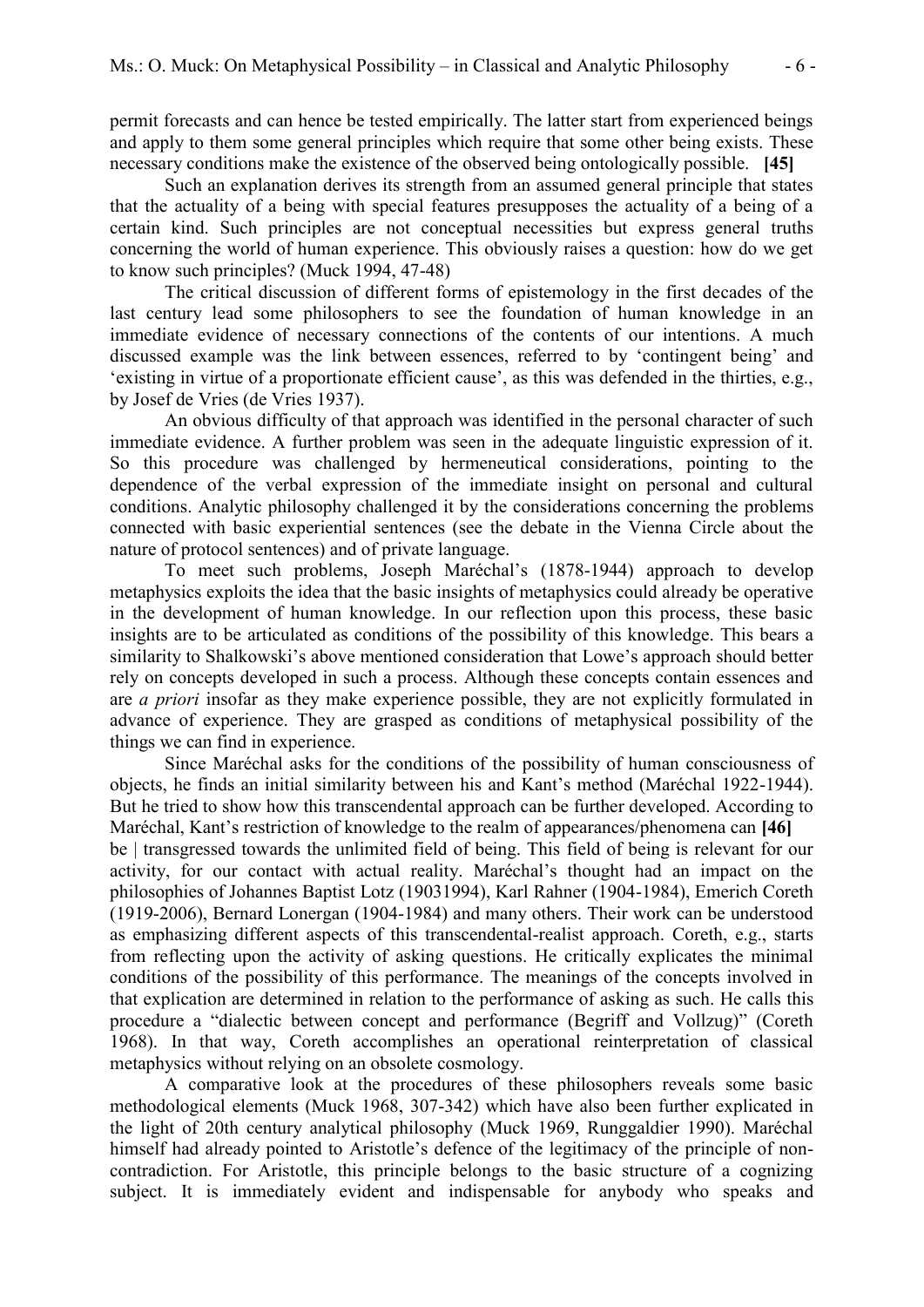permit forecasts and can hence be tested empirically. The latter start from experienced beings and apply to them some general principles which require that some other being exists. These necessary conditions make the existence of the observed being ontologically possible. **[45]**

Such an explanation derives its strength from an assumed general principle that states that the actuality of a being with special features presupposes the actuality of a being of a certain kind. Such principles are not conceptual necessities but express general truths concerning the world of human experience. This obviously raises a question: how do we get to know such principles? (Muck 1994, 47-48)

The critical discussion of different forms of epistemology in the first decades of the last century lead some philosophers to see the foundation of human knowledge in an immediate evidence of necessary connections of the contents of our intentions. A much discussed example was the link between essences, referred to by 'contingent being' and 'existing in virtue of a proportionate efficient cause', as this was defended in the thirties, e.g., by Josef de Vries (de Vries 1937).

An obvious difficulty of that approach was identified in the personal character of such immediate evidence. A further problem was seen in the adequate linguistic expression of it. So this procedure was challenged by hermeneutical considerations, pointing to the dependence of the verbal expression of the immediate insight on personal and cultural conditions. Analytic philosophy challenged it by the considerations concerning the problems connected with basic experiential sentences (see the debate in the Vienna Circle about the nature of protocol sentences) and of private language.

To meet such problems, Joseph Maréchal's (1878-1944) approach to develop metaphysics exploits the idea that the basic insights of metaphysics could already be operative in the development of human knowledge. In our reflection upon this process, these basic insights are to be articulated as conditions of the possibility of this knowledge. This bears a similarity to Shalkowski's above mentioned consideration that Lowe's approach should better rely on concepts developed in such a process. Although these concepts contain essences and are *a priori* insofar as they make experience possible, they are not explicitly formulated in advance of experience. They are grasped as conditions of metaphysical possibility of the things we can find in experience.

Since Maréchal asks for the conditions of the possibility of human consciousness of objects, he finds an initial similarity between his and Kant's method (Maréchal 1922-1944). But he tried to show how this transcendental approach can be further developed. According to Maréchal, Kant's restriction of knowledge to the realm of appearances/phenomena can **[46]** be | transgressed towards the unlimited field of being. This field of being is relevant for our activity, for our contact with actual reality. Maréchal's thought had an impact on the philosophies of Johannes Baptist Lotz (19031994), Karl Rahner (1904-1984), Emerich Coreth (1919-2006), Bernard Lonergan (1904-1984) and many others. Their work can be understood as emphasizing different aspects of this transcendental-realist approach. Coreth, e.g., starts from reflecting upon the activity of asking questions. He critically explicates the minimal conditions of the possibility of this performance. The meanings of the concepts involved in that explication are determined in relation to the performance of asking as such. He calls this procedure a "dialectic between concept and performance (Begriff and Vollzug)" (Coreth 1968). In that way, Coreth accomplishes an operational reinterpretation of classical metaphysics without relying on an obsolete cosmology.

A comparative look at the procedures of these philosophers reveals some basic methodological elements (Muck 1968, 307-342) which have also been further explicated in the light of 20th century analytical philosophy (Muck 1969, Runggaldier 1990). Maréchal himself had already pointed to Aristotle's defence of the legitimacy of the principle of non-contradiction. For Aristotle, this principle belongs to the basic structure of a cognizing subject. It is immediately evident and indispensable for anybody who speaks and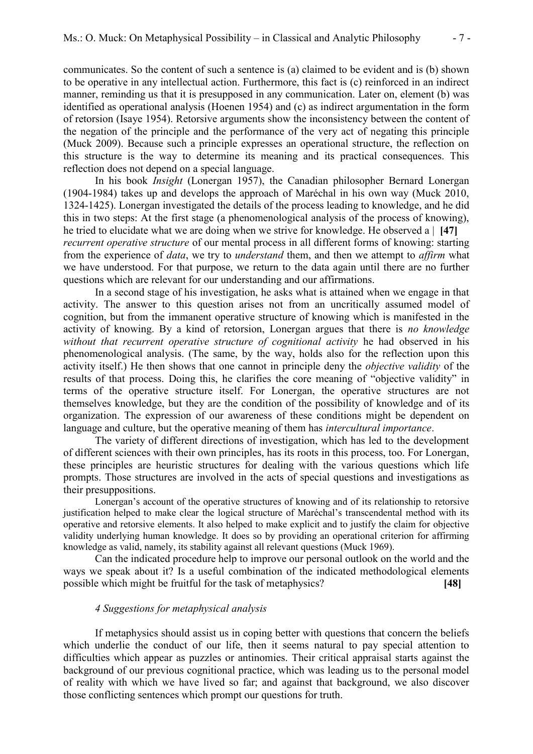communicates. So the content of such a sentence is (a) claimed to be evident and is (b) shown to be operative in any intellectual action. Furthermore, this fact is (c) reinforced in an indirect manner, reminding us that it is presupposed in any communication. Later on, element (b) was identified as operational analysis (Hoenen 1954) and (c) as indirect argumentation in the form of retorsion (Isaye 1954). Retorsive arguments show the inconsistency between the content of the negation of the principle and the performance of the very act of negating this principle (Muck 2009). Because such a principle expresses an operational structure, the reflection on this structure is the way to determine its meaning and its practical consequences. This reflection does not depend on a special language.

In his book *Insight* (Lonergan 1957), the Canadian philosopher Bernard Lonergan (1904-1984) takes up and develops the approach of Maréchal in his own way (Muck 2010, 1324-1425). Lonergan investigated the details of the process leading to knowledge, and he did this in two steps: At the first stage (a phenomenological analysis of the process of knowing), he tried to elucidate what we are doing when we strive for knowledge. He observed a | **[47]** *recurrent operative structure* of our mental process in all different forms of knowing: starting from the experience of *data*, we try to *understand* them, and then we attempt to *affirm* what we have understood. For that purpose, we return to the data again until there are no further questions which are relevant for our understanding and our affirmations.

In a second stage of his investigation, he asks what is attained when we engage in that activity. The answer to this question arises not from an uncritically assumed model of cognition, but from the immanent operative structure of knowing which is manifested in the activity of knowing. By a kind of retorsion, Lonergan argues that there is *no knowledge without that recurrent operative structure of cognitional activity* he had observed in his phenomenological analysis. (The same, by the way, holds also for the reflection upon this activity itself.) He then shows that one cannot in principle deny the *objective validity* of the results of that process. Doing this, he clarifies the core meaning of "objective validity" in terms of the operative structure itself. For Lonergan, the operative structures are not themselves knowledge, but they are the condition of the possibility of knowledge and of its organization. The expression of our awareness of these conditions might be dependent on language and culture, but the operative meaning of them has *intercultural importance*.

The variety of different directions of investigation, which has led to the development of different sciences with their own principles, has its roots in this process, too. For Lonergan, these principles are heuristic structures for dealing with the various questions which life prompts. Those structures are involved in the acts of special questions and investigations as their presuppositions.

Lonergan's account of the operative structures of knowing and of its relationship to retorsive justification helped to make clear the logical structure of Maréchal's transcendental method with its operative and retorsive elements. It also helped to make explicit and to justify the claim for objective validity underlying human knowledge. It does so by providing an operational criterion for affirming knowledge as valid, namely, its stability against all relevant questions (Muck 1969).

Can the indicated procedure help to improve our personal outlook on the world and the ways we speak about it? Is a useful combination of the indicated methodological elements possible which might be fruitful for the task of metaphysics? **[48]**

### *4 Suggestions for metaphysical analysis*

If metaphysics should assist us in coping better with questions that concern the beliefs which underlie the conduct of our life, then it seems natural to pay special attention to difficulties which appear as puzzles or antinomies. Their critical appraisal starts against the background of our previous cognitional practice, which was leading us to the personal model of reality with which we have lived so far; and against that background, we also discover those conflicting sentences which prompt our questions for truth.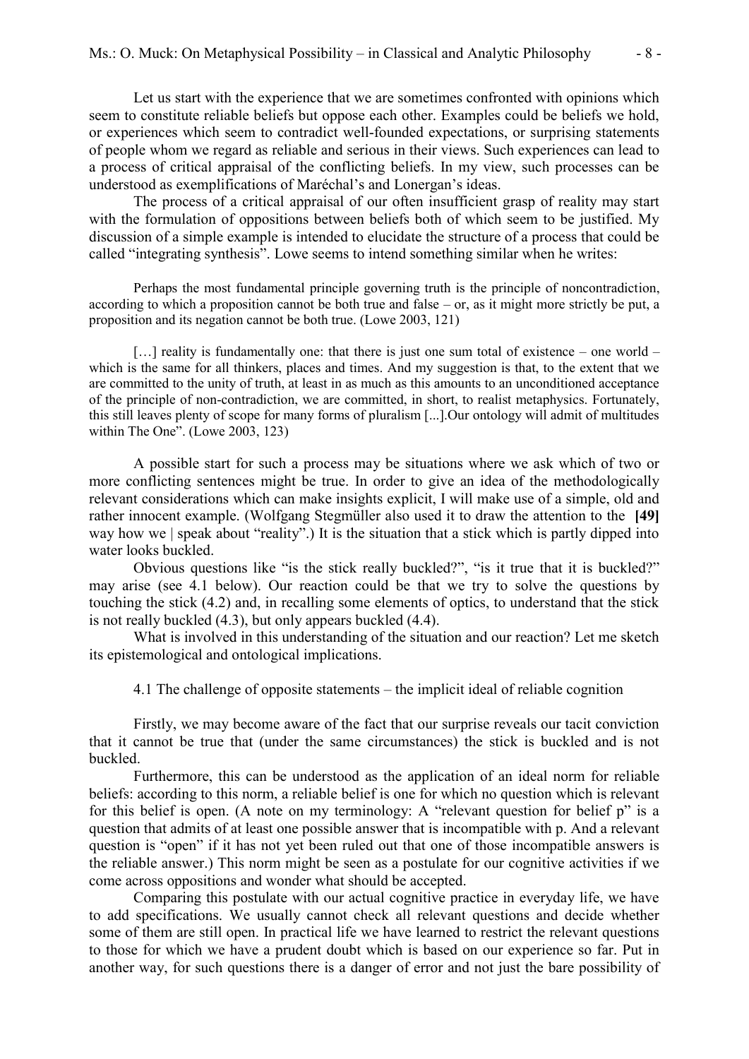Let us start with the experience that we are sometimes confronted with opinions which seem to constitute reliable beliefs but oppose each other. Examples could be beliefs we hold, or experiences which seem to contradict well-founded expectations, or surprising statements of people whom we regard as reliable and serious in their views. Such experiences can lead to a process of critical appraisal of the conflicting beliefs. In my view, such processes can be understood as exemplifications of Maréchal's and Lonergan's ideas.

The process of a critical appraisal of our often insufficient grasp of reality may start with the formulation of oppositions between beliefs both of which seem to be justified. My discussion of a simple example is intended to elucidate the structure of a process that could be called "integrating synthesis". Lowe seems to intend something similar when he writes:

> Perhaps the most fundamental principle governing truth is the principle of noncontradiction, according to which a proposition cannot be both true and false – or, as it might more strictly be put, a proposition and its negation cannot be both true. (Lowe 2003, 121)
>
> […] reality is fundamentally one: that there is just one sum total of existence – one world – which is the same for all thinkers, places and times. And my suggestion is that, to the extent that we are committed to the unity of truth, at least in as much as this amounts to an unconditioned acceptance of the principle of non-contradiction, we are committed, in short, to realist metaphysics. Fortunately, this still leaves plenty of scope for many forms of pluralism [...].Our ontology will admit of multitudes within The One". (Lowe 2003, 123)

A possible start for such a process may be situations where we ask which of two or more conflicting sentences might be true. In order to give an idea of the methodologically relevant considerations which can make insights explicit, I will make use of a simple, old and rather innocent example. (Wolfgang Stegmüller also used it to draw the attention to the **[49]** way how we | speak about "reality".) It is the situation that a stick which is partly dipped into water looks buckled.

Obvious questions like "is the stick really buckled?", "is it true that it is buckled?" may arise (see 4.1 below). Our reaction could be that we try to solve the questions by touching the stick (4.2) and, in recalling some elements of optics, to understand that the stick is not really buckled (4.3), but only appears buckled (4.4).

What is involved in this understanding of the situation and our reaction? Let me sketch its epistemological and ontological implications.

### 4.1 The challenge of opposite statements – the implicit ideal of reliable cognition

Firstly, we may become aware of the fact that our surprise reveals our tacit conviction that it cannot be true that (under the same circumstances) the stick is buckled and is not buckled.

Furthermore, this can be understood as the application of an ideal norm for reliable beliefs: according to this norm, a reliable belief is one for which no question which is relevant for this belief is open. (A note on my terminology: A "relevant question for belief p" is a question that admits of at least one possible answer that is incompatible with p. And a relevant question is "open" if it has not yet been ruled out that one of those incompatible answers is the reliable answer.) This norm might be seen as a postulate for our cognitive activities if we come across oppositions and wonder what should be accepted.

Comparing this postulate with our actual cognitive practice in everyday life, we have to add specifications. We usually cannot check all relevant questions and decide whether some of them are still open. In practical life we have learned to restrict the relevant questions to those for which we have a prudent doubt which is based on our experience so far. Put in another way, for such questions there is a danger of error and not just the bare possibility of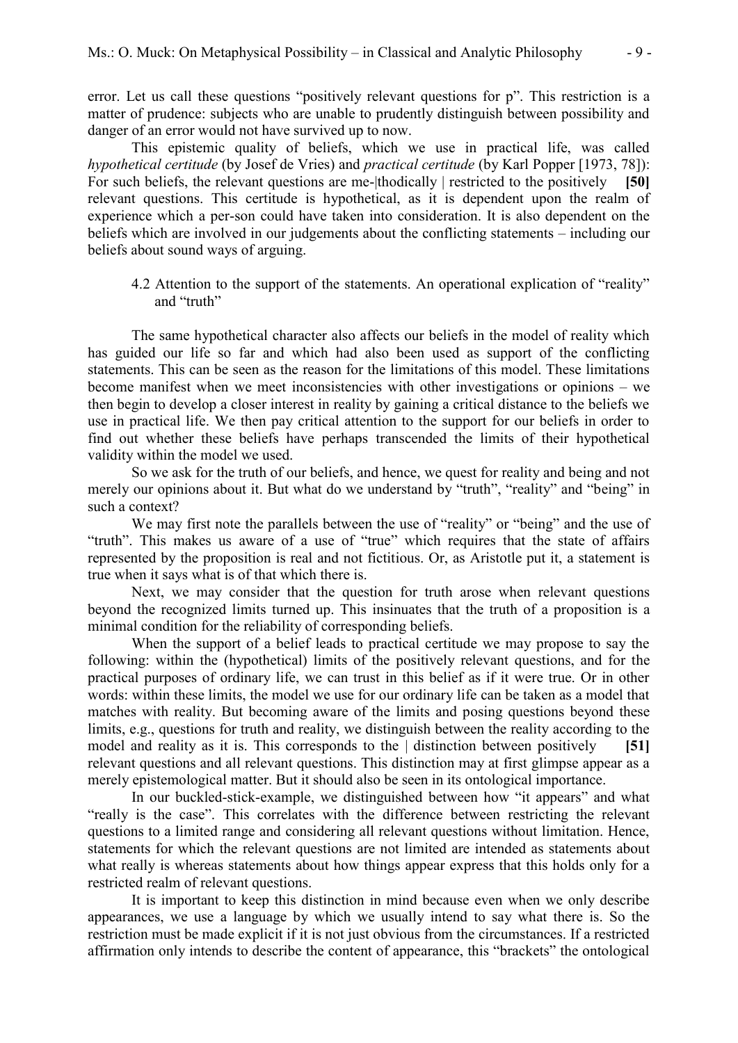error. Let us call these questions "positively relevant questions for p". This restriction is a matter of prudence: subjects who are unable to prudently distinguish between possibility and danger of an error would not have survived up to now.

This epistemic quality of beliefs, which we use in practical life, was called *hypothetical certitude* (by Josef de Vries) and *practical certitude* (by Karl Popper [1973, 78]): For such beliefs, the relevant questions are me-|thodically | restricted to the positively **[50]** relevant questions. This certitude is hypothetical, as it is dependent upon the realm of experience which a per-son could have taken into consideration. It is also dependent on the beliefs which are involved in our judgements about the conflicting statements – including our beliefs about sound ways of arguing.

### 4.2 Attention to the support of the statements. An operational explication of "reality" and "truth"

The same hypothetical character also affects our beliefs in the model of reality which has guided our life so far and which had also been used as support of the conflicting statements. This can be seen as the reason for the limitations of this model. These limitations become manifest when we meet inconsistencies with other investigations or opinions – we then begin to develop a closer interest in reality by gaining a critical distance to the beliefs we use in practical life. We then pay critical attention to the support for our beliefs in order to find out whether these beliefs have perhaps transcended the limits of their hypothetical validity within the model we used.

So we ask for the truth of our beliefs, and hence, we quest for reality and being and not merely our opinions about it. But what do we understand by "truth", "reality" and "being" in such a context?

We may first note the parallels between the use of "reality" or "being" and the use of "truth". This makes us aware of a use of "true" which requires that the state of affairs represented by the proposition is real and not fictitious. Or, as Aristotle put it, a statement is true when it says what is of that which there is.

Next, we may consider that the question for truth arose when relevant questions beyond the recognized limits turned up. This insinuates that the truth of a proposition is a minimal condition for the reliability of corresponding beliefs.

When the support of a belief leads to practical certitude we may propose to say the following: within the (hypothetical) limits of the positively relevant questions, and for the practical purposes of ordinary life, we can trust in this belief as if it were true. Or in other words: within these limits, the model we use for our ordinary life can be taken as a model that matches with reality. But becoming aware of the limits and posing questions beyond these limits, e.g., questions for truth and reality, we distinguish between the reality according to the model and reality as it is. This corresponds to the | distinction between positively **[51]** relevant questions and all relevant questions. This distinction may at first glimpse appear as a merely epistemological matter. But it should also be seen in its ontological importance.

In our buckled-stick-example, we distinguished between how "it appears" and what "really is the case". This correlates with the difference between restricting the relevant questions to a limited range and considering all relevant questions without limitation. Hence, statements for which the relevant questions are not limited are intended as statements about what really is whereas statements about how things appear express that this holds only for a restricted realm of relevant questions.

It is important to keep this distinction in mind because even when we only describe appearances, we use a language by which we usually intend to say what there is. So the restriction must be made explicit if it is not just obvious from the circumstances. If a restricted affirmation only intends to describe the content of appearance, this "brackets" the ontological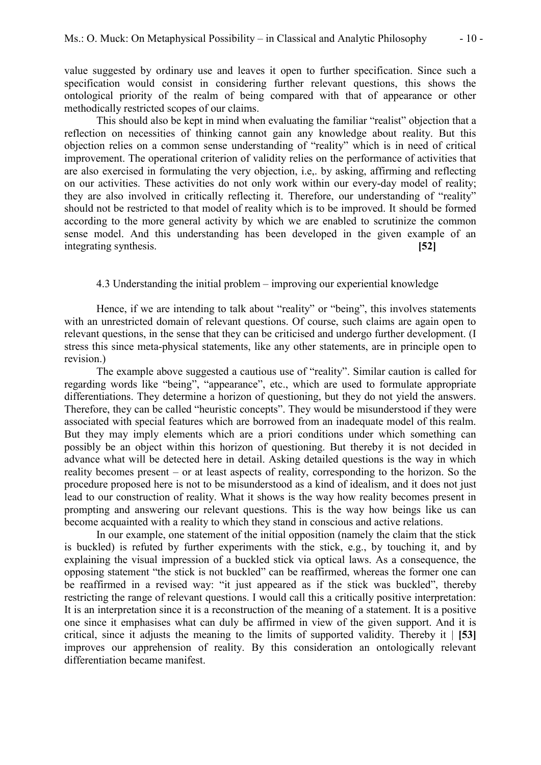value suggested by ordinary use and leaves it open to further specification. Since such a specification would consist in considering further relevant questions, this shows the ontological priority of the realm of being compared with that of appearance or other methodically restricted scopes of our claims.

This should also be kept in mind when evaluating the familiar "realist" objection that a reflection on necessities of thinking cannot gain any knowledge about reality. But this objection relies on a common sense understanding of "reality" which is in need of critical improvement. The operational criterion of validity relies on the performance of activities that are also exercised in formulating the very objection, i.e,. by asking, affirming and reflecting on our activities. These activities do not only work within our every-day model of reality; they are also involved in critically reflecting it. Therefore, our understanding of "reality" should not be restricted to that model of reality which is to be improved. It should be formed according to the more general activity by which we are enabled to scrutinize the common sense model. And this understanding has been developed in the given example of an integrating synthesis. **[52]**

### 4.3 Understanding the initial problem – improving our experiential knowledge

Hence, if we are intending to talk about "reality" or "being", this involves statements with an unrestricted domain of relevant questions. Of course, such claims are again open to relevant questions, in the sense that they can be criticised and undergo further development. (I stress this since meta-physical statements, like any other statements, are in principle open to revision.)

The example above suggested a cautious use of "reality". Similar caution is called for regarding words like "being", "appearance", etc., which are used to formulate appropriate differentiations. They determine a horizon of questioning, but they do not yield the answers. Therefore, they can be called "heuristic concepts". They would be misunderstood if they were associated with special features which are borrowed from an inadequate model of this realm. But they may imply elements which are a priori conditions under which something can possibly be an object within this horizon of questioning. But thereby it is not decided in advance what will be detected here in detail. Asking detailed questions is the way in which reality becomes present – or at least aspects of reality, corresponding to the horizon. So the procedure proposed here is not to be misunderstood as a kind of idealism, and it does not just lead to our construction of reality. What it shows is the way how reality becomes present in prompting and answering our relevant questions. This is the way how beings like us can become acquainted with a reality to which they stand in conscious and active relations.

In our example, one statement of the initial opposition (namely the claim that the stick is buckled) is refuted by further experiments with the stick, e.g., by touching it, and by explaining the visual impression of a buckled stick via optical laws. As a consequence, the opposing statement "the stick is not buckled" can be reaffirmed, whereas the former one can be reaffirmed in a revised way: "it just appeared as if the stick was buckled", thereby restricting the range of relevant questions. I would call this a critically positive interpretation: It is an interpretation since it is a reconstruction of the meaning of a statement. It is a positive one since it emphasises what can duly be affirmed in view of the given support. And it is critical, since it adjusts the meaning to the limits of supported validity. Thereby it | **[53]** improves our apprehension of reality. By this consideration an ontologically relevant differentiation became manifest.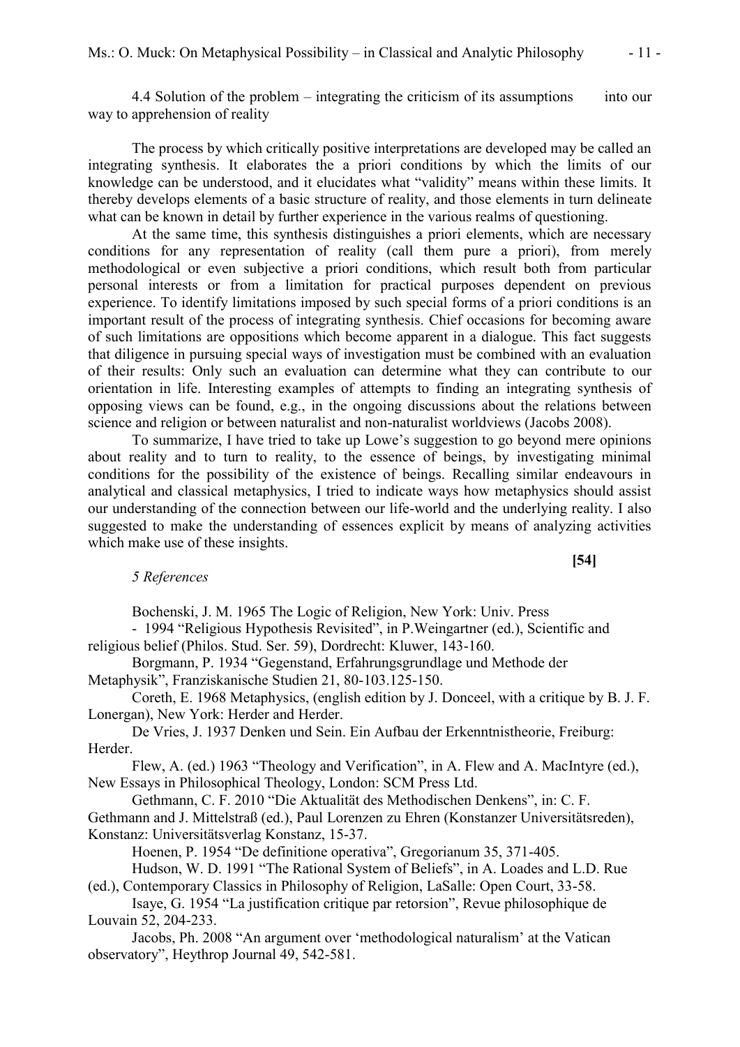### 4.4 Solution of the problem – integrating the criticism of its assumptions into our way to apprehension of reality

The process by which critically positive interpretations are developed may be called an integrating synthesis. It elaborates the a priori conditions by which the limits of our knowledge can be understood, and it elucidates what "validity" means within these limits. It thereby develops elements of a basic structure of reality, and those elements in turn delineate what can be known in detail by further experience in the various realms of questioning.

At the same time, this synthesis distinguishes a priori elements, which are necessary conditions for any representation of reality (call them pure a priori), from merely methodological or even subjective a priori conditions, which result both from particular personal interests or from a limitation for practical purposes dependent on previous experience. To identify limitations imposed by such special forms of a priori conditions is an important result of the process of integrating synthesis. Chief occasions for becoming aware of such limitations are oppositions which become apparent in a dialogue. This fact suggests that diligence in pursuing special ways of investigation must be combined with an evaluation of their results: Only such an evaluation can determine what they can contribute to our orientation in life. Interesting examples of attempts to finding an integrating synthesis of opposing views can be found, e.g., in the ongoing discussions about the relations between science and religion or between naturalist and non-naturalist worldviews (Jacobs 2008).

To summarize, I have tried to take up Lowe's suggestion to go beyond mere opinions about reality and to turn to reality, to the essence of beings, by investigating minimal conditions for the possibility of the existence of beings. Recalling similar endeavours in analytical and classical metaphysics, I tried to indicate ways how metaphysics should assist our understanding of the connection between our life-world and the underlying reality. I also suggested to make the understanding of essences explicit by means of analyzing activities which make use of these insights.

**[54]**

## *5 References*

Bochenski, J. M. 1965 The Logic of Religion, New York: Univ. Press

- 1994 "Religious Hypothesis Revisited", in P.Weingartner (ed.), Scientific and religious belief (Philos. Stud. Ser. 59), Dordrecht: Kluwer, 143-160.

Borgmann, P. 1934 "Gegenstand, Erfahrungsgrundlage und Methode der Metaphysik", Franziskanische Studien 21, 80-103.125-150.

Coreth, E. 1968 Metaphysics, (english edition by J. Donceel, with a critique by B. J. F. Lonergan), New York: Herder and Herder.

De Vries, J. 1937 Denken und Sein. Ein Aufbau der Erkenntnistheorie, Freiburg: Herder.

Flew, A. (ed.) 1963 "Theology and Verification", in A. Flew and A. MacIntyre (ed.), New Essays in Philosophical Theology, London: SCM Press Ltd.

Gethmann, C. F. 2010 "Die Aktualität des Methodischen Denkens", in: C. F. Gethmann and J. Mittelstraß (ed.), Paul Lorenzen zu Ehren (Konstanzer Universitätsreden), Konstanz: Universitätsverlag Konstanz, 15-37.

Hoenen, P. 1954 "De definitione operativa", Gregorianum 35, 371-405.

Hudson, W. D. 1991 "The Rational System of Beliefs", in A. Loades and L.D. Rue (ed.), Contemporary Classics in Philosophy of Religion, LaSalle: Open Court, 33-58.

Isaye, G. 1954 "La justification critique par retorsion", Revue philosophique de Louvain 52, 204-233.

Jacobs, Ph. 2008 "An argument over 'methodological naturalism' at the Vatican observatory", Heythrop Journal 49, 542-581.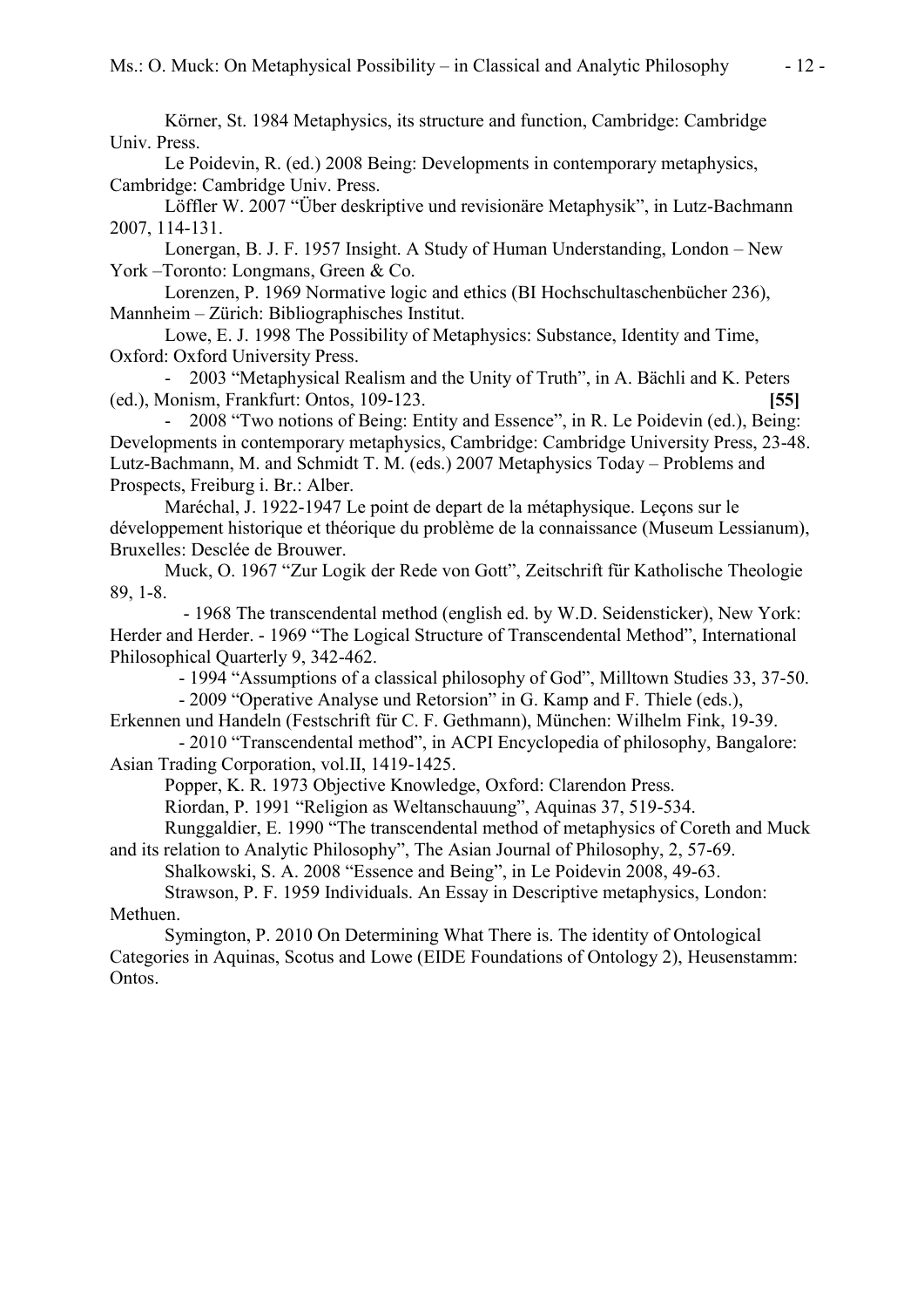Körner, St. 1984 Metaphysics, its structure and function, Cambridge: Cambridge Univ. Press.

Le Poidevin, R. (ed.) 2008 Being: Developments in contemporary metaphysics, Cambridge: Cambridge Univ. Press.

Löffler W. 2007 "Über deskriptive und revisionäre Metaphysik", in Lutz-Bachmann 2007, 114-131.

Lonergan, B. J. F. 1957 Insight. A Study of Human Understanding, London – New York –Toronto: Longmans, Green & Co.

Lorenzen, P. 1969 Normative logic and ethics (BI Hochschultaschenbücher 236), Mannheim – Zürich: Bibliographisches Institut.

Lowe, E. J. 1998 The Possibility of Metaphysics: Substance, Identity and Time, Oxford: Oxford University Press.

- 2003 "Metaphysical Realism and the Unity of Truth", in A. Bächli and K. Peters (ed.), Monism, Frankfurt: Ontos, 109-123. **[55]**

- 2008 "Two notions of Being: Entity and Essence", in R. Le Poidevin (ed.), Being: Developments in contemporary metaphysics, Cambridge: Cambridge University Press, 23-48.

Lutz-Bachmann, M. and Schmidt T. M. (eds.) 2007 Metaphysics Today – Problems and Prospects, Freiburg i. Br.: Alber.

Maréchal, J. 1922-1947 Le point de depart de la métaphysique. Leçons sur le développement historique et théorique du problème de la connaissance (Museum Lessianum), Bruxelles: Desclée de Brouwer.

Muck, O. 1967 "Zur Logik der Rede von Gott", Zeitschrift für Katholische Theologie 89, 1-8.

- 1968 The transcendental method (english ed. by W.D. Seidensticker), New York: Herder and Herder. - 1969 "The Logical Structure of Transcendental Method", International Philosophical Quarterly 9, 342-462.

- 1994 "Assumptions of a classical philosophy of God", Milltown Studies 33, 37-50.

- 2009 "Operative Analyse und Retorsion" in G. Kamp and F. Thiele (eds.), Erkennen und Handeln (Festschrift für C. F. Gethmann), München: Wilhelm Fink, 19-39.

- 2010 "Transcendental method", in ACPI Encyclopedia of philosophy, Bangalore: Asian Trading Corporation, vol.II, 1419-1425.

Popper, K. R. 1973 Objective Knowledge, Oxford: Clarendon Press.

Riordan, P. 1991 "Religion as Weltanschauung", Aquinas 37, 519-534.

Runggaldier, E. 1990 "The transcendental method of metaphysics of Coreth and Muck and its relation to Analytic Philosophy", The Asian Journal of Philosophy, 2, 57-69.

Shalkowski, S. A. 2008 "Essence and Being", in Le Poidevin 2008, 49-63.

Strawson, P. F. 1959 Individuals. An Essay in Descriptive metaphysics, London: Methuen.

Symington, P. 2010 On Determining What There is. The identity of Ontological Categories in Aquinas, Scotus and Lowe (EIDE Foundations of Ontology 2), Heusenstamm: Ontos.